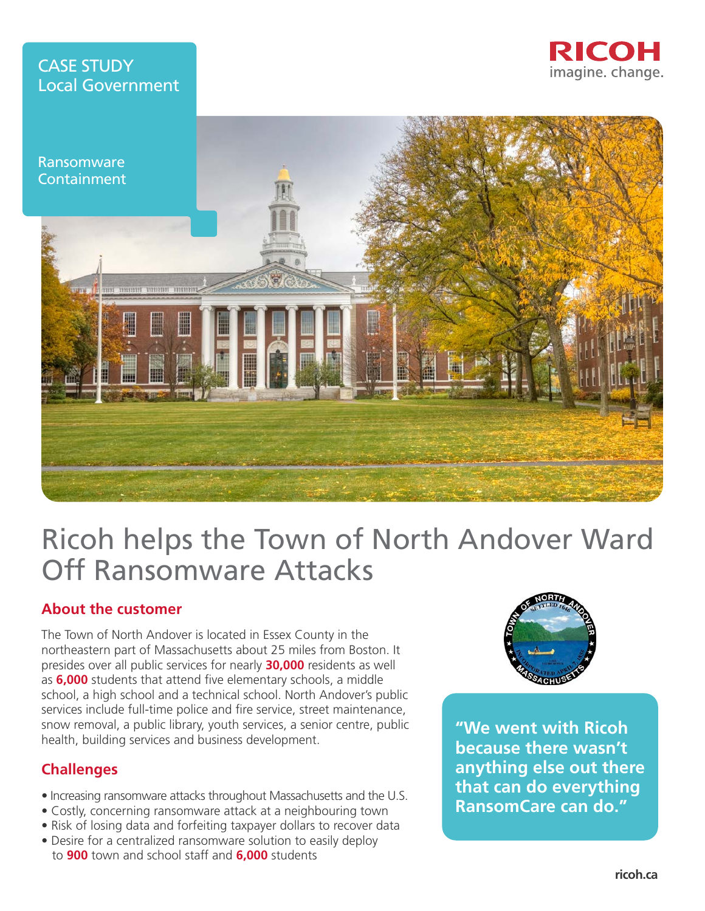CASE STUDY
Local Government

Ransomware Containment

# Ricoh helps the Town of North Andover Ward Off Ransomware Attacks

## About the customer

The Town of North Andover is located in Essex County in the northeastern part of Massachusetts about 25 miles from Boston. It presides over all public services for nearly **30,000** residents as well as **6,000** students that attend five elementary schools, a middle school, a high school and a technical school. North Andover's public services include full-time police and fire service, street maintenance, snow removal, a public library, youth services, a senior centre, public health, building services and business development.

## Challenges

- Increasing ransomware attacks throughout Massachusetts and the U.S.
- Costly, concerning ransomware attack at a neighbouring town
- Risk of losing data and forfeiting taxpayer dollars to recover data
- Desire for a centralized ransomware solution to easily deploy to **900** town and school staff and **6,000** students

**"We went with Ricoh because there wasn't anything else out there that can do everything RansomCare can do."**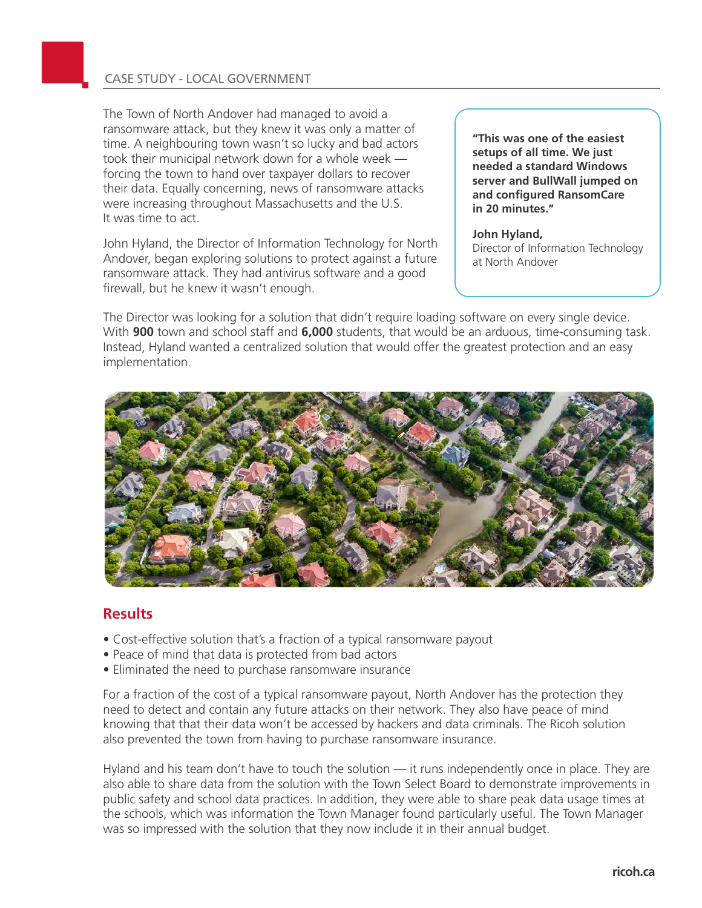The Town of North Andover had managed to avoid a ransomware attack, but they knew it was only a matter of time. A neighbouring town wasn't so lucky and bad actors took their municipal network down for a whole week — forcing the town to hand over taxpayer dollars to recover their data. Equally concerning, news of ransomware attacks were increasing throughout Massachusetts and the U.S. It was time to act.

John Hyland, the Director of Information Technology for North Andover, began exploring solutions to protect against a future ransomware attack. They had antivirus software and a good firewall, but he knew it wasn't enough.

> **"This was one of the easiest setups of all time. We just needed a standard Windows server and BullWall jumped on and configured RansomCare in 20 minutes."**
>
> **John Hyland,**
> Director of Information Technology at North Andover

The Director was looking for a solution that didn't require loading software on every single device. With **900** town and school staff and **6,000** students, that would be an arduous, time-consuming task. Instead, Hyland wanted a centralized solution that would offer the greatest protection and an easy implementation.

## Results

- Cost-effective solution that's a fraction of a typical ransomware payout
- Peace of mind that data is protected from bad actors
- Eliminated the need to purchase ransomware insurance

For a fraction of the cost of a typical ransomware payout, North Andover has the protection they need to detect and contain any future attacks on their network. They also have peace of mind knowing that that their data won't be accessed by hackers and data criminals. The Ricoh solution also prevented the town from having to purchase ransomware insurance.

Hyland and his team don't have to touch the solution — it runs independently once in place. They are also able to share data from the solution with the Town Select Board to demonstrate improvements in public safety and school data practices. In addition, they were able to share peak data usage times at the schools, which was information the Town Manager found particularly useful. The Town Manager was so impressed with the solution that they now include it in their annual budget.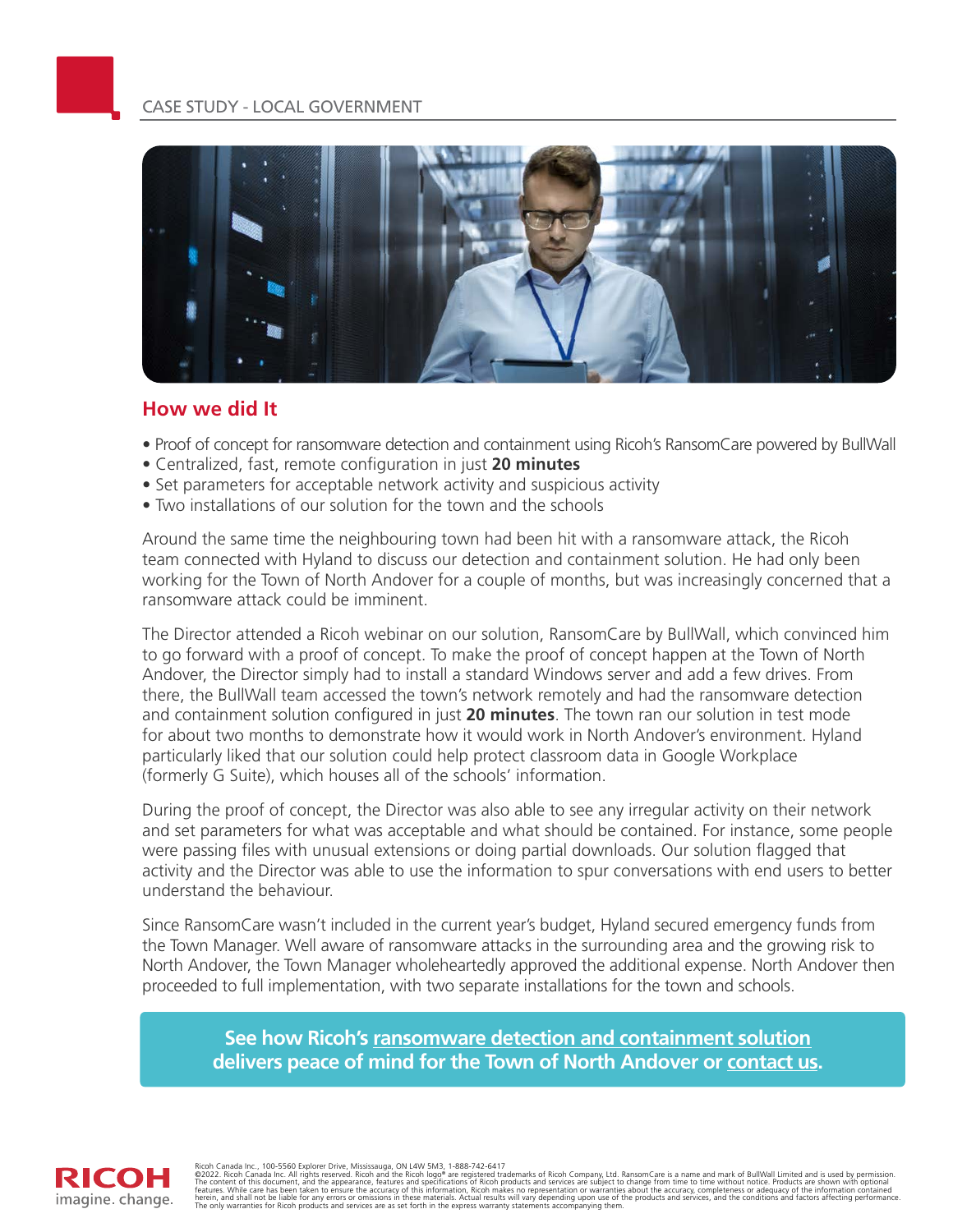CASE STUDY - LOCAL GOVERNMENT

## How we did It

- Proof of concept for ransomware detection and containment using Ricoh's RansomCare powered by BullWall
- Centralized, fast, remote configuration in just **20 minutes**
- Set parameters for acceptable network activity and suspicious activity
- Two installations of our solution for the town and the schools

Around the same time the neighbouring town had been hit with a ransomware attack, the Ricoh team connected with Hyland to discuss our detection and containment solution. He had only been working for the Town of North Andover for a couple of months, but was increasingly concerned that a ransomware attack could be imminent.

The Director attended a Ricoh webinar on our solution, RansomCare by BullWall, which convinced him to go forward with a proof of concept. To make the proof of concept happen at the Town of North Andover, the Director simply had to install a standard Windows server and add a few drives. From there, the BullWall team accessed the town's network remotely and had the ransomware detection and containment solution configured in just **20 minutes**. The town ran our solution in test mode for about two months to demonstrate how it would work in North Andover's environment. Hyland particularly liked that our solution could help protect classroom data in Google Workplace (formerly G Suite), which houses all of the schools' information.

During the proof of concept, the Director was also able to see any irregular activity on their network and set parameters for what was acceptable and what should be contained. For instance, some people were passing files with unusual extensions or doing partial downloads. Our solution flagged that activity and the Director was able to use the information to spur conversations with end users to better understand the behaviour.

Since RansomCare wasn't included in the current year's budget, Hyland secured emergency funds from the Town Manager. Well aware of ransomware attacks in the surrounding area and the growing risk to North Andover, the Town Manager wholeheartedly approved the additional expense. North Andover then proceeded to full implementation, with two separate installations for the town and schools.

**See how Ricoh's ransomware detection and containment solution delivers peace of mind for the Town of North Andover or contact us.**

RICOH imagine. change.

Ricoh Canada Inc., 100-5560 Explorer Drive, Mississauga, ON L4W 5M3, 1-888-742-6417
©2022. Ricoh Canada Inc. All rights reserved. Ricoh and the Ricoh logo® are registered trademarks of Ricoh Company, Ltd. RansomCare is a name and mark of BullWall Limited and is used by permission. The content of this document, and the appearance, features and specifications of Ricoh products and services are subject to change from time to time without notice. Products are shown with optional features. While care has been taken to ensure the accuracy of this information, Ricoh makes no representation or warranties about the accuracy, completeness or adequacy of the information contained herein, and shall not be liable for any errors or omissions in these materials. Actual results will vary depending upon use of the products and services, and the conditions and factors affecting performance. The only warranties for Ricoh products and services are as set forth in the express warranty statements accompanying them.